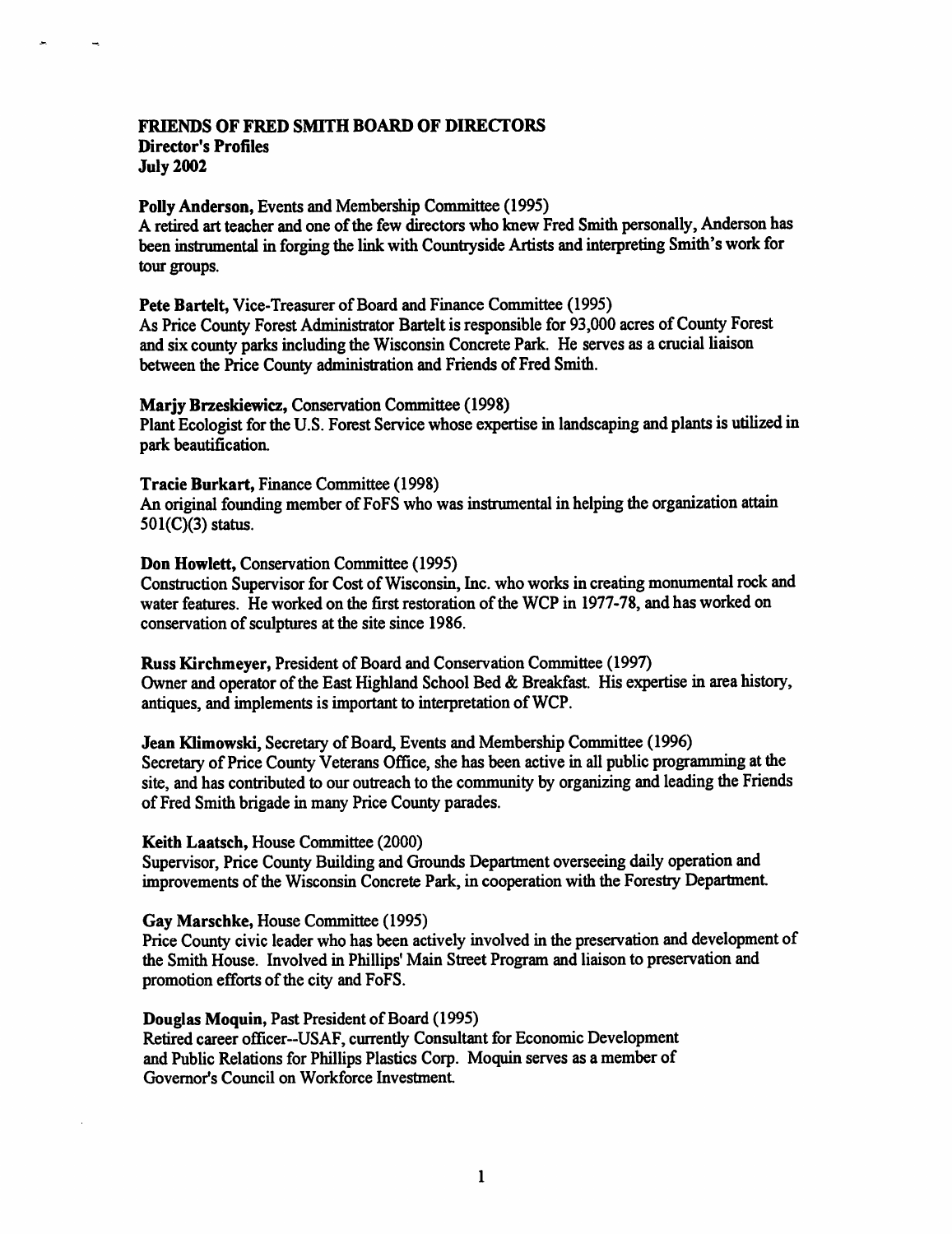# FRIENDS OF FRED SMITH BOARD OF DIRECTORS
## Director's Profiles
## July 2002

**Polly Anderson,** Events and Membership Committee (1995)
A retired art teacher and one of the few directors who knew Fred Smith personally, Anderson has been instrumental in forging the link with Countryside Artists and interpreting Smith's work for tour groups.

**Pete Bartelt,** Vice-Treasurer of Board and Finance Committee (1995)
As Price County Forest Administrator Bartelt is responsible for 93,000 acres of County Forest and six county parks including the Wisconsin Concrete Park. He serves as a crucial liaison between the Price County administration and Friends of Fred Smith.

**Marjy Brzeskiewicz,** Conservation Committee (1998)
Plant Ecologist for the U.S. Forest Service whose expertise in landscaping and plants is utilized in park beautification.

**Tracie Burkart,** Finance Committee (1998)
An original founding member of FoFS who was instrumental in helping the organization attain 501(C)(3) status.

**Don Howlett,** Conservation Committee (1995)
Construction Supervisor for Cost of Wisconsin, Inc. who works in creating monumental rock and water features. He worked on the first restoration of the WCP in 1977-78, and has worked on conservation of sculptures at the site since 1986.

**Russ Kirchmeyer,** President of Board and Conservation Committee (1997)
Owner and operator of the East Highland School Bed & Breakfast. His expertise in area history, antiques, and implements is important to interpretation of WCP.

**Jean Klimowski,** Secretary of Board, Events and Membership Committee (1996)
Secretary of Price County Veterans Office, she has been active in all public programming at the site, and has contributed to our outreach to the community by organizing and leading the Friends of Fred Smith brigade in many Price County parades.

**Keith Laatsch,** House Committee (2000)
Supervisor, Price County Building and Grounds Department overseeing daily operation and improvements of the Wisconsin Concrete Park, in cooperation with the Forestry Department.

**Gay Marschke,** House Committee (1995)
Price County civic leader who has been actively involved in the preservation and development of the Smith House. Involved in Phillips' Main Street Program and liaison to preservation and promotion efforts of the city and FoFS.

**Douglas Moquin,** Past President of Board (1995)
Retired career officer--USAF, currently Consultant for Economic Development and Public Relations for Phillips Plastics Corp. Moquin serves as a member of Governor's Council on Workforce Investment.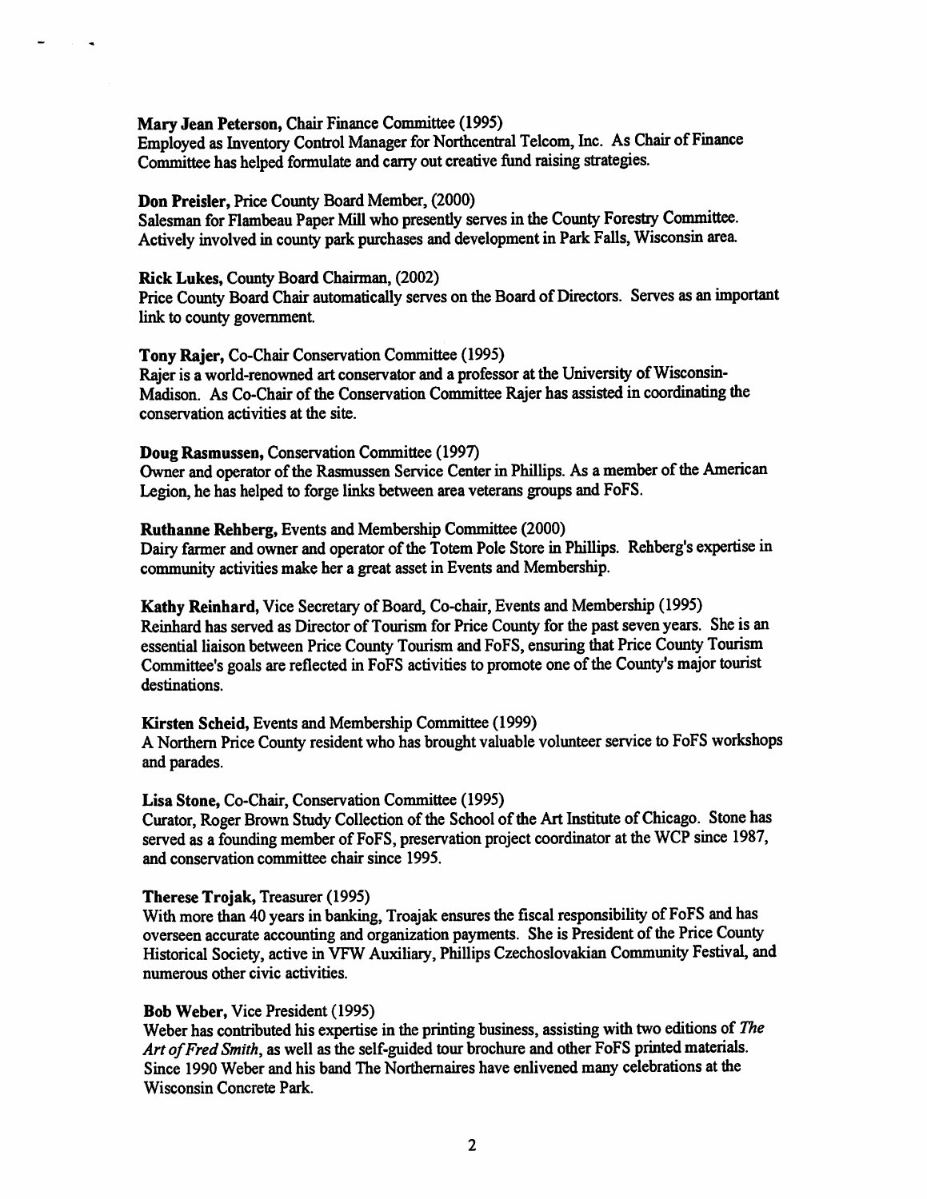**Mary Jean Peterson,** Chair Finance Committee (1995)
Employed as Inventory Control Manager for Northcentral Telcom, Inc. As Chair of Finance Committee has helped formulate and carry out creative fund raising strategies.

**Don Preisler,** Price County Board Member, (2000)
Salesman for Flambeau Paper Mill who presently serves in the County Forestry Committee. Actively involved in county park purchases and development in Park Falls, Wisconsin area.

**Rick Lukes,** County Board Chairman, (2002)
Price County Board Chair automatically serves on the Board of Directors. Serves as an important link to county government.

**Tony Rajer,** Co-Chair Conservation Committee (1995)
Rajer is a world-renowned art conservator and a professor at the University of Wisconsin-Madison. As Co-Chair of the Conservation Committee Rajer has assisted in coordinating the conservation activities at the site.

**Doug Rasmussen,** Conservation Committee (1997)
Owner and operator of the Rasmussen Service Center in Phillips. As a member of the American Legion, he has helped to forge links between area veterans groups and FoFS.

**Ruthanne Rehberg,** Events and Membership Committee (2000)
Dairy farmer and owner and operator of the Totem Pole Store in Phillips. Rehberg's expertise in community activities make her a great asset in Events and Membership.

**Kathy Reinhard,** Vice Secretary of Board, Co-chair, Events and Membership (1995)
Reinhard has served as Director of Tourism for Price County for the past seven years. She is an essential liaison between Price County Tourism and FoFS, ensuring that Price County Tourism Committee's goals are reflected in FoFS activities to promote one of the County's major tourist destinations.

**Kirsten Scheid,** Events and Membership Committee (1999)
A Northern Price County resident who has brought valuable volunteer service to FoFS workshops and parades.

**Lisa Stone,** Co-Chair, Conservation Committee (1995)
Curator, Roger Brown Study Collection of the School of the Art Institute of Chicago. Stone has served as a founding member of FoFS, preservation project coordinator at the WCP since 1987, and conservation committee chair since 1995.

**Therese Trojak,** Treasurer (1995)
With more than 40 years in banking, Troajak ensures the fiscal responsibility of FoFS and has overseen accurate accounting and organization payments. She is President of the Price County Historical Society, active in VFW Auxiliary, Phillips Czechoslovakian Community Festival, and numerous other civic activities.

**Bob Weber,** Vice President (1995)
Weber has contributed his expertise in the printing business, assisting with two editions of *The Art of Fred Smith*, as well as the self-guided tour brochure and other FoFS printed materials. Since 1990 Weber and his band The Northernaires have enlivened many celebrations at the Wisconsin Concrete Park.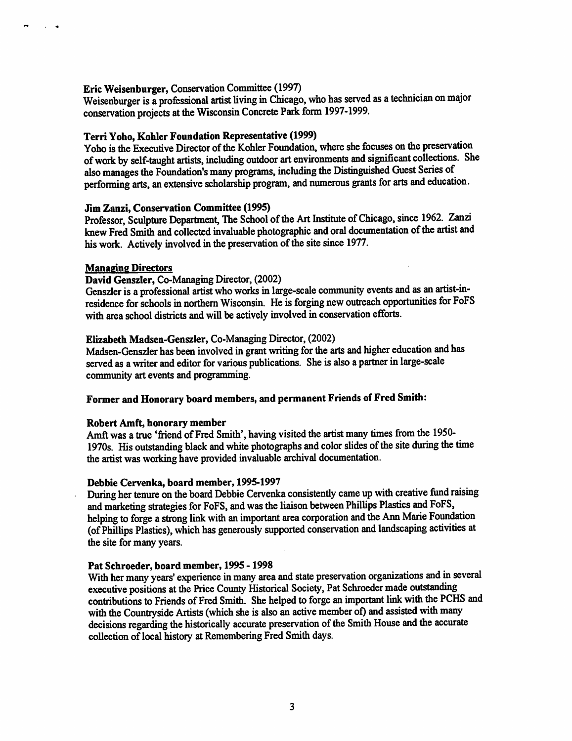**Eric Weisenburger,** Conservation Committee (1997)
Weisenburger is a professional artist living in Chicago, who has served as a technician on major conservation projects at the Wisconsin Concrete Park form 1997-1999.

**Terri Yoho, Kohler Foundation Representative (1999)**
Yoho is the Executive Director of the Kohler Foundation, where she focuses on the preservation of work by self-taught artists, including outdoor art environments and significant collections. She also manages the Foundation's many programs, including the Distinguished Guest Series of performing arts, an extensive scholarship program, and numerous grants for arts and education.

**Jim Zanzi, Conservation Committee (1995)**
Professor, Sculpture Department, The School of the Art Institute of Chicago, since 1962. Zanzi knew Fred Smith and collected invaluable photographic and oral documentation of the artist and his work. Actively involved in the preservation of the site since 1977.

**Managing Directors**

**David Genszler,** Co-Managing Director, (2002)
Genszler is a professional artist who works in large-scale community events and as an artist-in-residence for schools in northern Wisconsin. He is forging new outreach opportunities for FoFS with area school districts and will be actively involved in conservation efforts.

**Elizabeth Madsen-Genszler,** Co-Managing Director, (2002)
Madsen-Genszler has been involved in grant writing for the arts and higher education and has served as a writer and editor for various publications. She is also a partner in large-scale community art events and programming.

**Former and Honorary board members, and permanent Friends of Fred Smith:**

**Robert Amft, honorary member**
Amft was a true 'friend of Fred Smith', having visited the artist many times from the 1950-1970s. His outstanding black and white photographs and color slides of the site during the time the artist was working have provided invaluable archival documentation.

**Debbie Cervenka, board member, 1995-1997**
During her tenure on the board Debbie Cervenka consistently came up with creative fund raising and marketing strategies for FoFS, and was the liaison between Phillips Plastics and FoFS, helping to forge a strong link with an important area corporation and the Ann Marie Foundation (of Phillips Plastics), which has generously supported conservation and landscaping activities at the site for many years.

**Pat Schroeder, board member, 1995 - 1998**
With her many years' experience in many area and state preservation organizations and in several executive positions at the Price County Historical Society, Pat Schroeder made outstanding contributions to Friends of Fred Smith. She helped to forge an important link with the PCHS and with the Countryside Artists (which she is also an active member of) and assisted with many decisions regarding the historically accurate preservation of the Smith House and the accurate collection of local history at Remembering Fred Smith days.